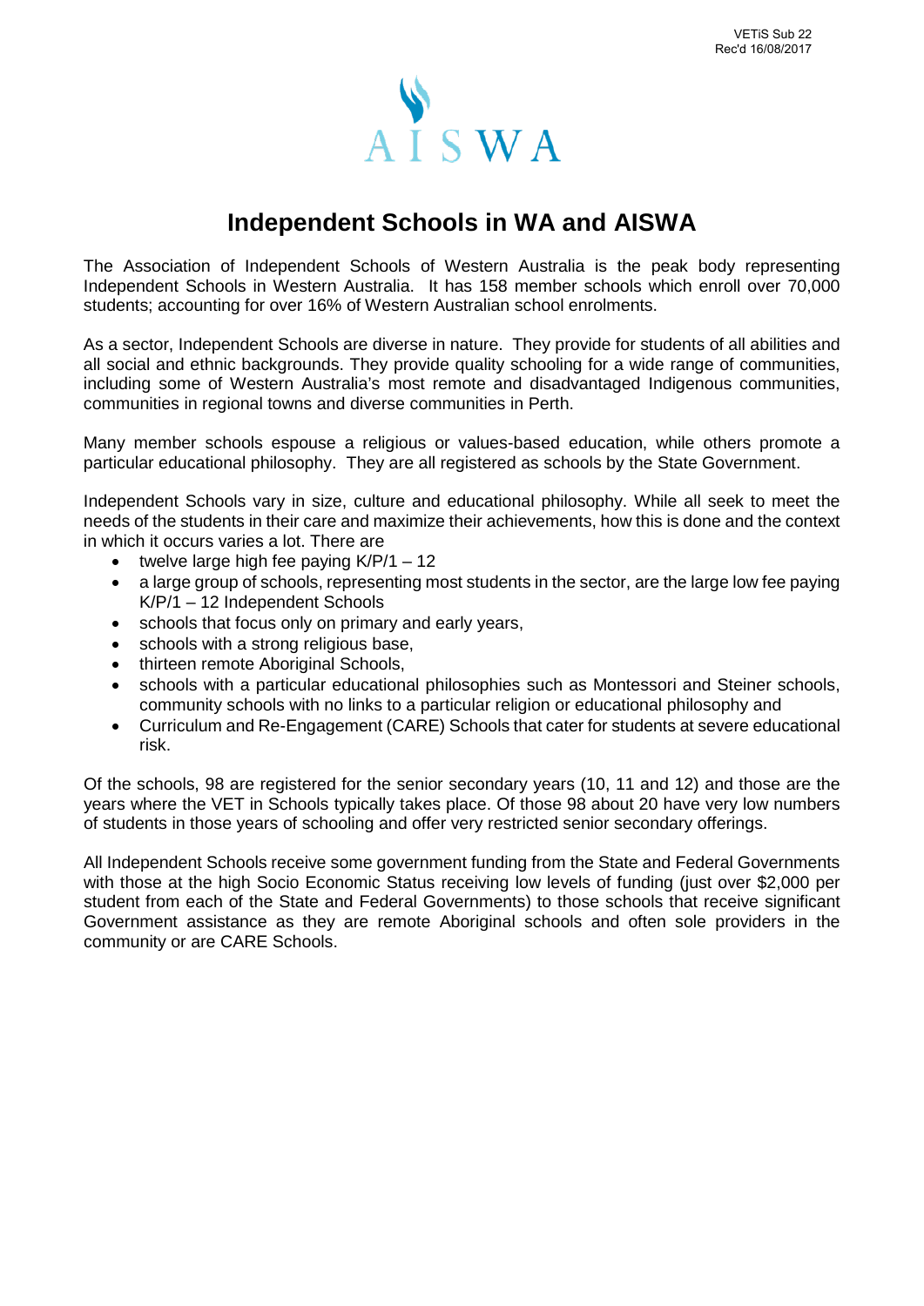VETiS Sub 22
Rec'd 16/08/2017

AISWA

# Independent Schools in WA and AISWA

The Association of Independent Schools of Western Australia is the peak body representing Independent Schools in Western Australia. It has 158 member schools which enroll over 70,000 students; accounting for over 16% of Western Australian school enrolments.

As a sector, Independent Schools are diverse in nature. They provide for students of all abilities and all social and ethnic backgrounds. They provide quality schooling for a wide range of communities, including some of Western Australia's most remote and disadvantaged Indigenous communities, communities in regional towns and diverse communities in Perth.

Many member schools espouse a religious or values-based education, while others promote a particular educational philosophy. They are all registered as schools by the State Government.

Independent Schools vary in size, culture and educational philosophy. While all seek to meet the needs of the students in their care and maximize their achievements, how this is done and the context in which it occurs varies a lot. There are

- twelve large high fee paying K/P/1 – 12
- a large group of schools, representing most students in the sector, are the large low fee paying K/P/1 – 12 Independent Schools
- schools that focus only on primary and early years,
- schools with a strong religious base,
- thirteen remote Aboriginal Schools,
- schools with a particular educational philosophies such as Montessori and Steiner schools, community schools with no links to a particular religion or educational philosophy and
- Curriculum and Re-Engagement (CARE) Schools that cater for students at severe educational risk.

Of the schools, 98 are registered for the senior secondary years (10, 11 and 12) and those are the years where the VET in Schools typically takes place. Of those 98 about 20 have very low numbers of students in those years of schooling and offer very restricted senior secondary offerings.

All Independent Schools receive some government funding from the State and Federal Governments with those at the high Socio Economic Status receiving low levels of funding (just over $2,000 per student from each of the State and Federal Governments) to those schools that receive significant Government assistance as they are remote Aboriginal schools and often sole providers in the community or are CARE Schools.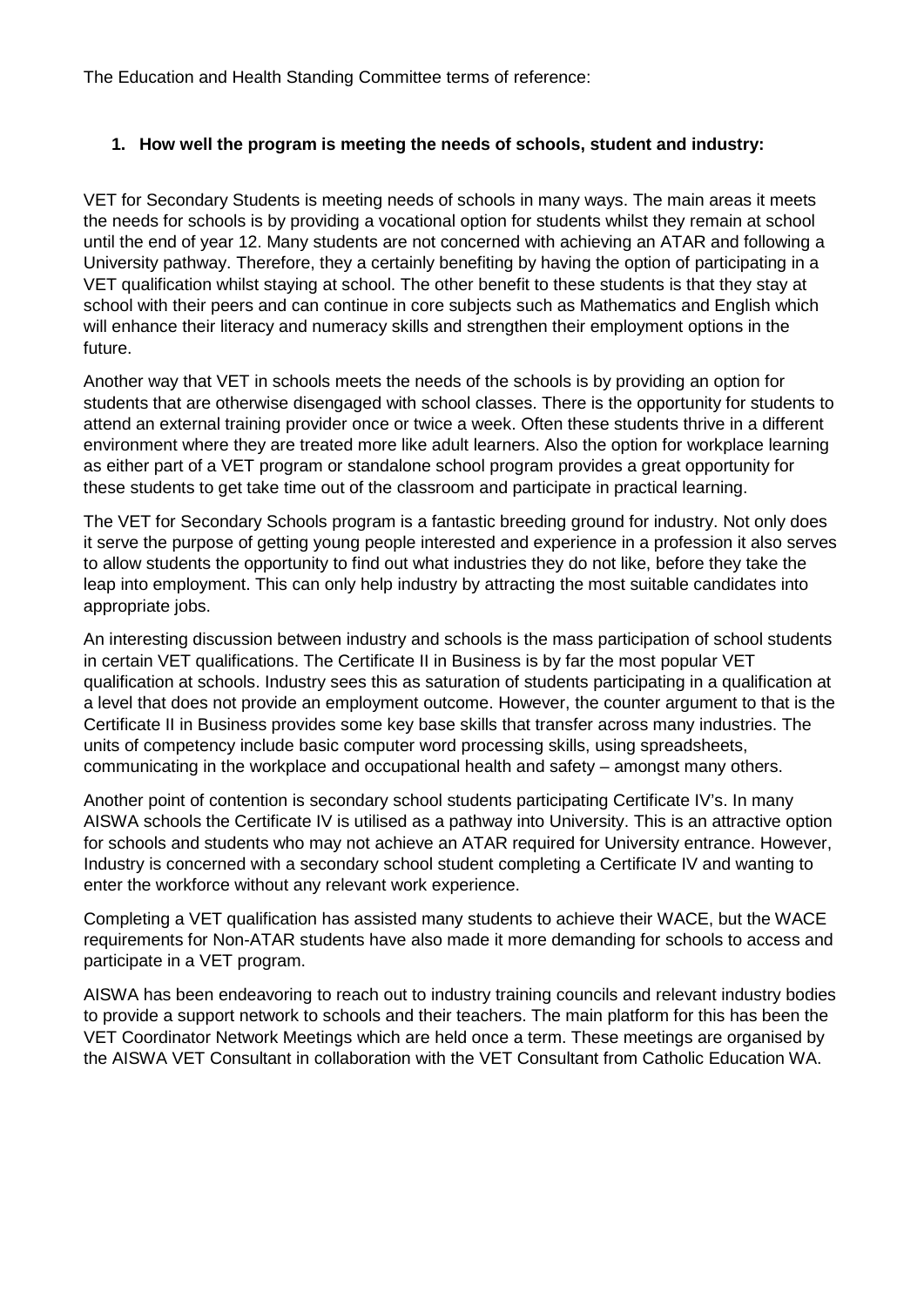The Education and Health Standing Committee terms of reference:

1. **How well the program is meeting the needs of schools, student and industry:**

VET for Secondary Students is meeting needs of schools in many ways. The main areas it meets the needs for schools is by providing a vocational option for students whilst they remain at school until the end of year 12. Many students are not concerned with achieving an ATAR and following a University pathway. Therefore, they a certainly benefiting by having the option of participating in a VET qualification whilst staying at school. The other benefit to these students is that they stay at school with their peers and can continue in core subjects such as Mathematics and English which will enhance their literacy and numeracy skills and strengthen their employment options in the future.

Another way that VET in schools meets the needs of the schools is by providing an option for students that are otherwise disengaged with school classes. There is the opportunity for students to attend an external training provider once or twice a week. Often these students thrive in a different environment where they are treated more like adult learners. Also the option for workplace learning as either part of a VET program or standalone school program provides a great opportunity for these students to get take time out of the classroom and participate in practical learning.

The VET for Secondary Schools program is a fantastic breeding ground for industry. Not only does it serve the purpose of getting young people interested and experience in a profession it also serves to allow students the opportunity to find out what industries they do not like, before they take the leap into employment. This can only help industry by attracting the most suitable candidates into appropriate jobs.

An interesting discussion between industry and schools is the mass participation of school students in certain VET qualifications. The Certificate II in Business is by far the most popular VET qualification at schools. Industry sees this as saturation of students participating in a qualification at a level that does not provide an employment outcome. However, the counter argument to that is the Certificate II in Business provides some key base skills that transfer across many industries. The units of competency include basic computer word processing skills, using spreadsheets, communicating in the workplace and occupational health and safety – amongst many others.

Another point of contention is secondary school students participating Certificate IV's. In many AISWA schools the Certificate IV is utilised as a pathway into University. This is an attractive option for schools and students who may not achieve an ATAR required for University entrance. However, Industry is concerned with a secondary school student completing a Certificate IV and wanting to enter the workforce without any relevant work experience.

Completing a VET qualification has assisted many students to achieve their WACE, but the WACE requirements for Non-ATAR students have also made it more demanding for schools to access and participate in a VET program.

AISWA has been endeavoring to reach out to industry training councils and relevant industry bodies to provide a support network to schools and their teachers. The main platform for this has been the VET Coordinator Network Meetings which are held once a term. These meetings are organised by the AISWA VET Consultant in collaboration with the VET Consultant from Catholic Education WA.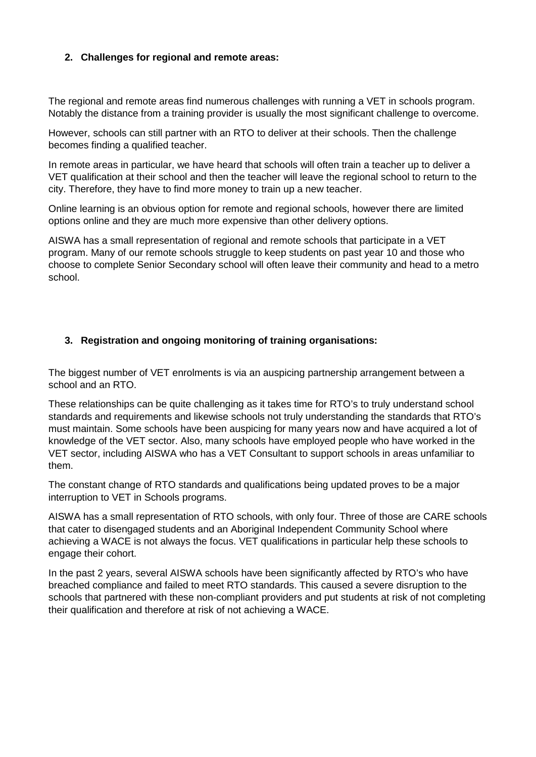## 2. Challenges for regional and remote areas:

The regional and remote areas find numerous challenges with running a VET in schools program. Notably the distance from a training provider is usually the most significant challenge to overcome.

However, schools can still partner with an RTO to deliver at their schools. Then the challenge becomes finding a qualified teacher.

In remote areas in particular, we have heard that schools will often train a teacher up to deliver a VET qualification at their school and then the teacher will leave the regional school to return to the city. Therefore, they have to find more money to train up a new teacher.

Online learning is an obvious option for remote and regional schools, however there are limited options online and they are much more expensive than other delivery options.

AISWA has a small representation of regional and remote schools that participate in a VET program. Many of our remote schools struggle to keep students on past year 10 and those who choose to complete Senior Secondary school will often leave their community and head to a metro school.

## 3. Registration and ongoing monitoring of training organisations:

The biggest number of VET enrolments is via an auspicing partnership arrangement between a school and an RTO.

These relationships can be quite challenging as it takes time for RTO's to truly understand school standards and requirements and likewise schools not truly understanding the standards that RTO's must maintain. Some schools have been auspicing for many years now and have acquired a lot of knowledge of the VET sector. Also, many schools have employed people who have worked in the VET sector, including AISWA who has a VET Consultant to support schools in areas unfamiliar to them.

The constant change of RTO standards and qualifications being updated proves to be a major interruption to VET in Schools programs.

AISWA has a small representation of RTO schools, with only four. Three of those are CARE schools that cater disengaged students and an Aboriginal Independent Community School where achieving a WACE is not always the focus. VET qualifications in particular help these schools to engage their cohort.

In the past 2 years, several AISWA schools have been significantly affected by RTO's who have breached compliance and failed to meet RTO standards. This caused a severe disruption to the schools that partnered with these non-compliant providers and put students at risk of not completing their qualification and therefore at risk of not achieving a WACE.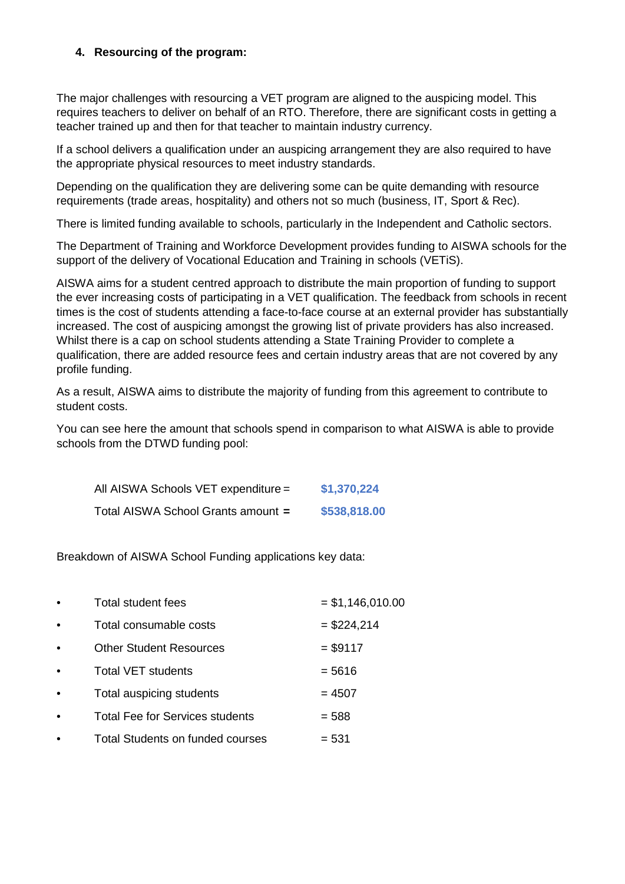### 4. Resourcing of the program:

The major challenges with resourcing a VET program are aligned to the auspicing model. This requires teachers to deliver on behalf of an RTO. Therefore, there are significant costs in getting a teacher trained up and then for that teacher to maintain industry currency.

If a school delivers a qualification under an auspicing arrangement they are also required to have the appropriate physical resources to meet industry standards.

Depending on the qualification they are delivering some can be quite demanding with resource requirements (trade areas, hospitality) and others not so much (business, IT, Sport & Rec).

There is limited funding available to schools, particularly in the Independent and Catholic sectors.

The Department of Training and Workforce Development provides funding to AISWA schools for the support of the delivery of Vocational Education and Training in schools (VETiS).

AISWA aims for a student centred approach to distribute the main proportion of funding to support the ever increasing costs of participating in a VET qualification. The feedback from schools in recent times is the cost of students attending a face-to-face course at an external provider has substantially increased. The cost of auspicing amongst the growing list of private providers has also increased. Whilst there is a cap on school students attending a State Training Provider to complete a qualification, there are added resource fees and certain industry areas that are not covered by any profile funding.

As a result, AISWA aims to distribute the majority of funding from this agreement to contribute to student costs.

You can see here the amount that schools spend in comparison to what AISWA is able to provide schools from the DTWD funding pool:

| | |
|---|---|
| All AISWA Schools VET expenditure = | **$1,370,224** |
| Total AISWA School Grants amount **=** | **$538,818.00** |

Breakdown of AISWA School Funding applications key data:

- Total student fees = $1,146,010.00
- Total consumable costs = $224,214
- Other Student Resources = $9117
- Total VET students = 5616
- Total auspicing students = 4507
- Total Fee for Services students = 588
- Total Students on funded courses = 531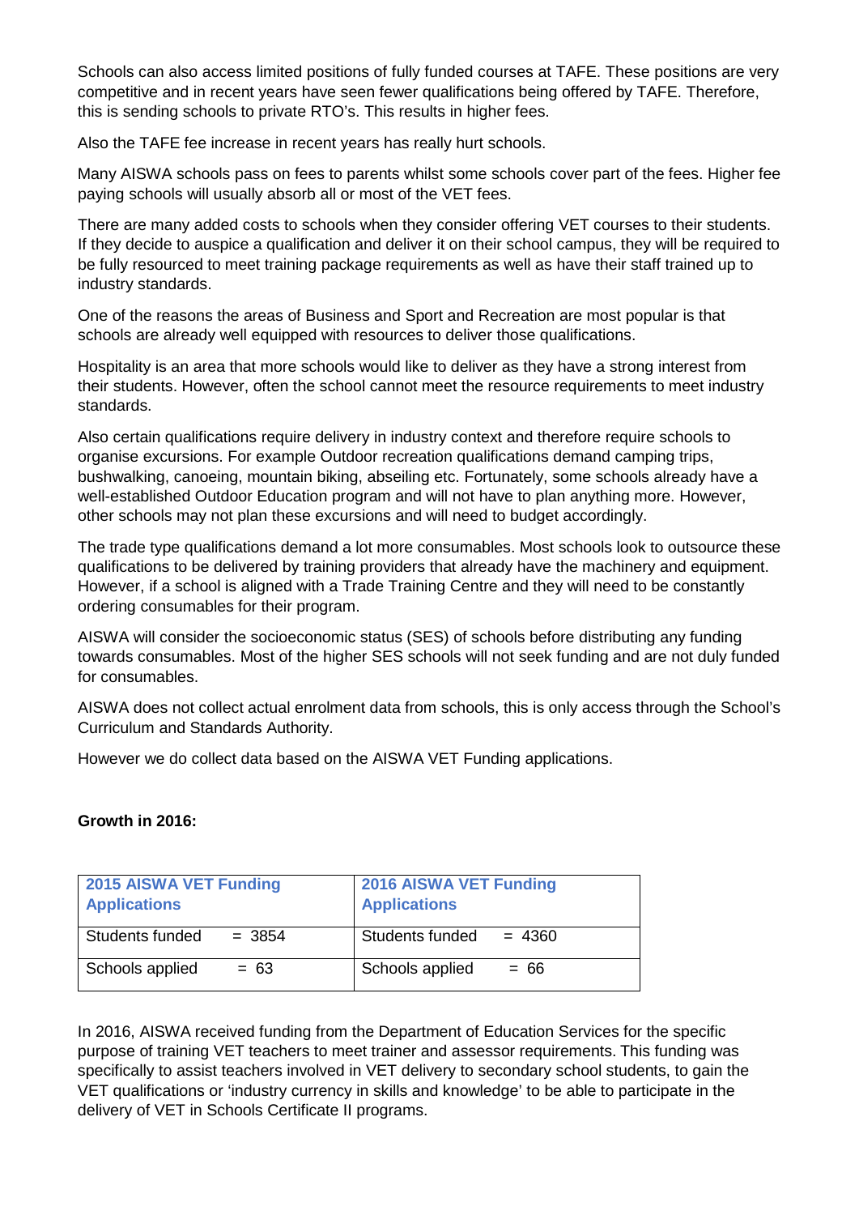Schools can also access limited positions of fully funded courses at TAFE. These positions are very competitive and in recent years have seen fewer qualifications being offered by TAFE. Therefore, this is sending schools to private RTO's. This results in higher fees.

Also the TAFE fee increase in recent years has really hurt schools.

Many AISWA schools pass on fees to parents whilst some schools cover part of the fees. Higher fee paying schools will usually absorb all or most of the VET fees.

There are many added costs to schools when they consider offering VET courses to their students. If they decide to auspice a qualification and deliver it on their school campus, they will be required to be fully resourced to meet training package requirements as well as have their staff trained up to industry standards.

One of the reasons the areas of Business and Sport and Recreation are most popular is that schools are already well equipped with resources to deliver those qualifications.

Hospitality is an area that more schools would like to deliver as they have a strong interest from their students. However, often the school cannot meet the resource requirements to meet industry standards.

Also certain qualifications require delivery in industry context and therefore require schools to organise excursions. For example Outdoor recreation qualifications demand camping trips, bushwalking, canoeing, mountain biking, abseiling etc. Fortunately, some schools already have a well-established Outdoor Education program and will not have to plan anything more. However, other schools may not plan these excursions and will need to budget accordingly.

The trade type qualifications demand a lot more consumables. Most schools look to outsource these qualifications to be delivered by training providers that already have the machinery and equipment. However, if a school is aligned with a Trade Training Centre and they will need to be constantly ordering consumables for their program.

AISWA will consider the socioeconomic status (SES) of schools before distributing any funding towards consumables. Most of the higher SES schools will not seek funding and are not duly funded for consumables.

AISWA does not collect actual enrolment data from schools, this is only access through the School's Curriculum and Standards Authority.

However we do collect data based on the AISWA VET Funding applications.

**Growth in 2016:**

| 2015 AISWA VET Funding Applications | 2016 AISWA VET Funding Applications |
|---|---|
| Students funded = 3854 | Students funded = 4360 |
| Schools applied = 63 | Schools applied = 66 |

In 2016, AISWA received funding from the Department of Education Services for the specific purpose of training VET teachers to meet trainer and assessor requirements. This funding was specifically to assist teachers involved in VET delivery to secondary school students, to gain the VET qualifications or 'industry currency in skills and knowledge' to be able to participate in the delivery of VET in Schools Certificate II programs.